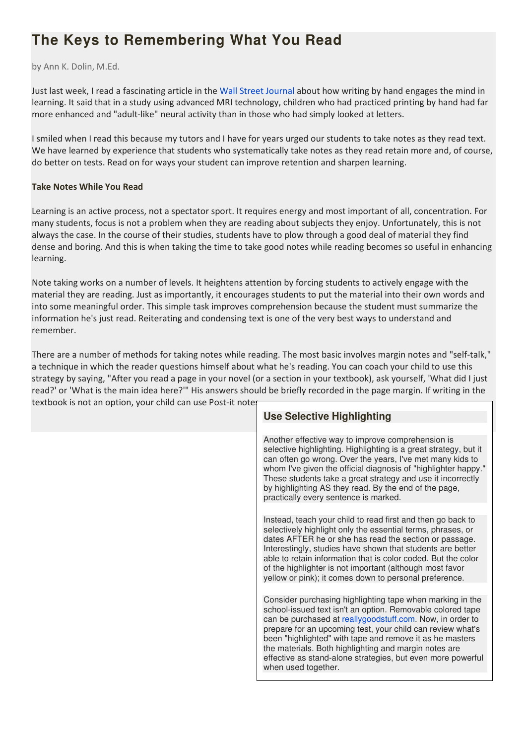# The Keys to Remembering What You Read

by Ann K. Dolin, M.Ed.

Just last week, I read a fascinating article in the Wall Street Journal about how writing by hand engages the mind in learning. It said that in a study using advanced MRI technology, children who had practiced printing by hand had far more enhanced and "adult-like" neural activity than in those who had simply looked at letters.

I smiled when I read this because my tutors and I have for years urged our students to take notes as they read text. We have learned by experience that students who systematically take notes as they read retain more and, of course, do better on tests. Read on for ways your student can improve retention and sharpen learning.

**Take Notes While You Read**

Learning is an active process, not a spectator sport. It requires energy and most important of all, concentration. For many students, focus is not a problem when they are reading about subjects they enjoy. Unfortunately, this is not always the case. In the course of their studies, students have to plow through a good deal of material they find dense and boring. And this is when taking the time to take good notes while reading becomes so useful in enhancing learning.

Note taking works on a number of levels. It heightens attention by forcing students to actively engage with the material they are reading. Just as importantly, it encourages students to put the material into their own words and into some meaningful order. This simple task improves comprehension because the student must summarize the information he's just read. Reiterating and condensing text is one of the very best ways to understand and remember.

There are a number of methods for taking notes while reading. The most basic involves margin notes and "self-talk," a technique in which the reader questions himself about what he's reading. You can coach your child to use this strategy by saying, "After you read a page in your novel (or a section in your textbook), ask yourself, 'What did I just read?' or 'What is the main idea here?'" His answers should be briefly recorded in the page margin. If writing in the textbook is not an option, your child can use Post-it notes.

## Use Selective Highlighting

Another effective way to improve comprehension is selective highlighting. Highlighting is a great strategy, but it can often go wrong. Over the years, I've met many kids to whom I've given the official diagnosis of "highlighter happy." These students take a great strategy and use it incorrectly by highlighting AS they read. By the end of the page, practically every sentence is marked.

Instead, teach your child to read first and then go back to selectively highlight only the essential terms, phrases, or dates AFTER he or she has read the section or passage. Interestingly, studies have shown that students are better able to retain information that is color coded. But the color of the highlighter is not important (although most favor yellow or pink); it comes down to personal preference.

Consider purchasing highlighting tape when marking in the school-issued text isn't an option. Removable colored tape can be purchased at reallygoodstuff.com. Now, in order to prepare for an upcoming test, your child can review what's been "highlighted" with tape and remove it as he masters the materials. Both highlighting and margin notes are effective as stand-alone strategies, but even more powerful when used together.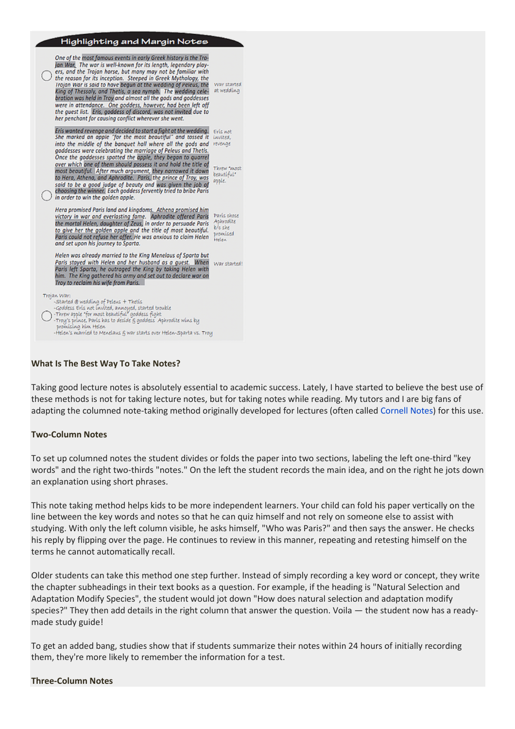## Highlighting and Margin Notes

One of the most famous events in early Greek history is the Trojan War. The war is well-known for its length, legendary players, and the Trojan horse, but many may not be familiar with the reason for its inception. Steeped in Greek Mythology, the Trojan War is said to have begun at the wedding of Peleus, the King of Thessaly, and Thetis, a sea nymph. The wedding celebration was held in Troy and almost all the gods and goddesses were in attendance. One goddess, however, had been left off the guest list. Eris, goddess of discord, was not invited due to her penchant for causing conflict wherever she went.

*War started at wedding*

Eris wanted revenge and decided to start a fight at the wedding. She marked an apple "for the most beautiful" and tossed it into the middle of the banquet hall where all the gods and goddesses were celebrating the marriage of Peleus and Thetis. Once the goddesses spotted the apple, they began to quarrel over which one of them should possess it and hold the title of most beautiful. After much argument, they narrowed it down to Hera, Athena, and Aphrodite. Paris, the prince of Troy, was said to be a good judge of beauty and was given the job of choosing the winner. Each goddess fervently tried to bribe Paris in order to win the golden apple.

*Eris not invited, revenge*

*Threw "most beautiful" apple.*

Hera promised Paris land and kingdoms. Athena promised him victory in war and everlasting fame. Aphrodite offered Paris the mortal Helen, daughter of Zeus, in order to persuade Paris to give her the golden apple and the title of most beautiful. Paris could not refuse her offer. He was anxious to claim Helen and set upon his journey to Sparta.

*Paris chose Aphrodite b/c she promised Helen*

Helen was already married to the King Menelaus of Sparta but Paris stayed with Helen and her husband as a guest. When Paris left Sparta, he outraged the King by taking Helen with him. The King gathered his army and set out to declare war on Troy to reclaim his wife from Paris.

*War started!*

Trojan War:
- Started @ wedding of Peleus + Thetis
- Goddess Eris not invited, annoyed, started trouble
- Threw apple "for most beautiful" goddess fight
- Troy's prince, Paris has to decide & goddess Aphrodite wins by promising him Helen
- Helen's married to Menelaus & war starts over Helen-Sparta vs. Troy

**What Is The Best Way To Take Notes?**

Taking good lecture notes is absolutely essential to academic success. Lately, I have started to believe the best use of these methods is not for taking lecture notes, but for taking notes while reading. My tutors and I are big fans of adapting the columned note-taking method originally developed for lectures (often called Cornell Notes) for this use.

**Two-Column Notes**

To set up columned notes the student divides or folds the paper into two sections, labeling the left one-third "key words" and the right two-thirds "notes." On the left the student records the main idea, and on the right he jots down an explanation using short phrases.

This note taking method helps kids to be more independent learners. Your child can fold his paper vertically on the line between the key words and notes so that he can quiz himself and not rely on someone else to assist with studying. With only the left column visible, he asks himself, "Who was Paris?" and then says the answer. He checks his reply by flipping over the page. He continues to review in this manner, repeating and retesting himself on the terms he cannot automatically recall.

Older students can take this method one step further. Instead of simply recording a key word or concept, they write the chapter subheadings in their text books as a question. For example, if the heading is "Natural Selection and Adaptation Modify Species", the student would jot down "How does natural selection and adaptation modify species?" They then add details in the right column that answer the question. Voila — the student now has a ready-made study guide!

To get an added bang, studies show that if students summarize their notes within 24 hours of initially recording them, they're more likely to remember the information for a test.

**Three-Column Notes**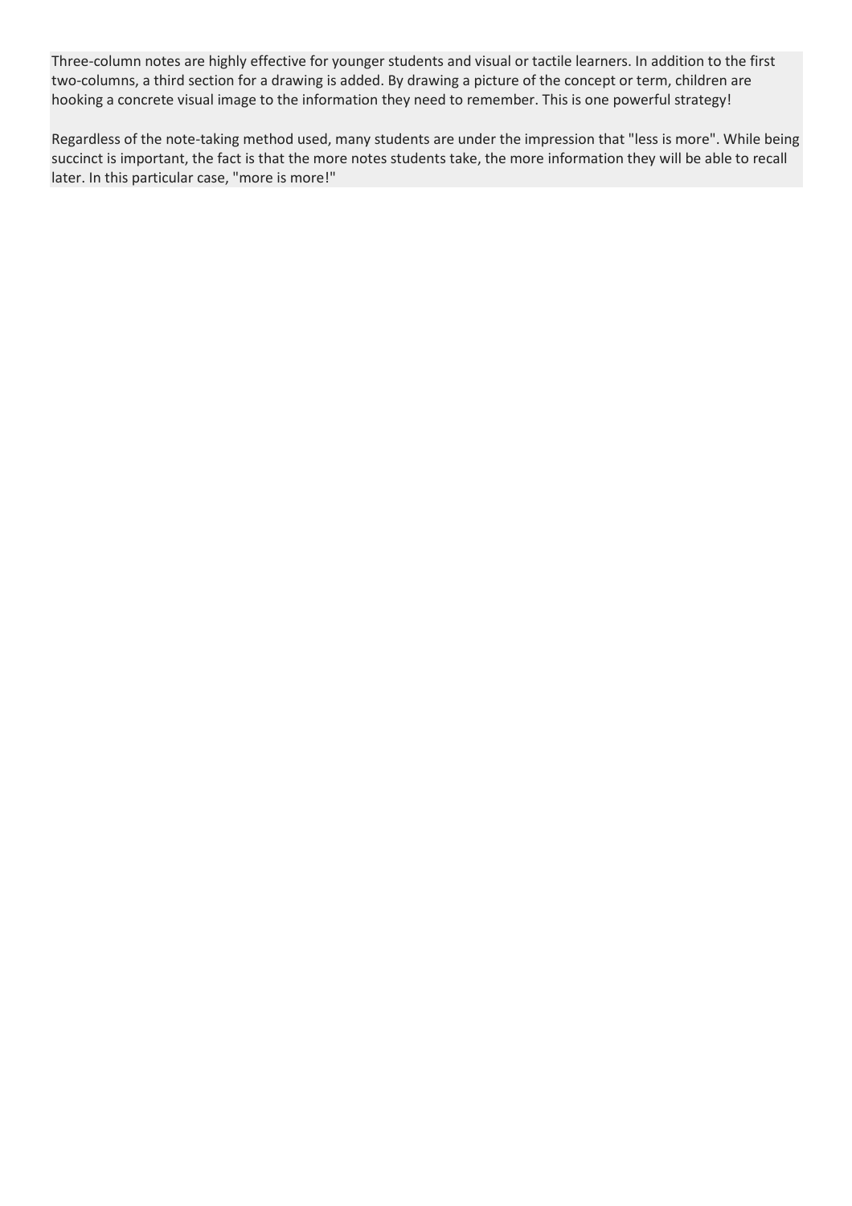Three-column notes are highly effective for younger students and visual or tactile learners. In addition to the first two-columns, a third section for a drawing is added. By drawing a picture of the concept or term, children are hooking a concrete visual image to the information they need to remember. This is one powerful strategy!

Regardless of the note-taking method used, many students are under the impression that "less is more". While being succinct is important, the fact is that the more notes students take, the more information they will be able to recall later. In this particular case, "more is more!"